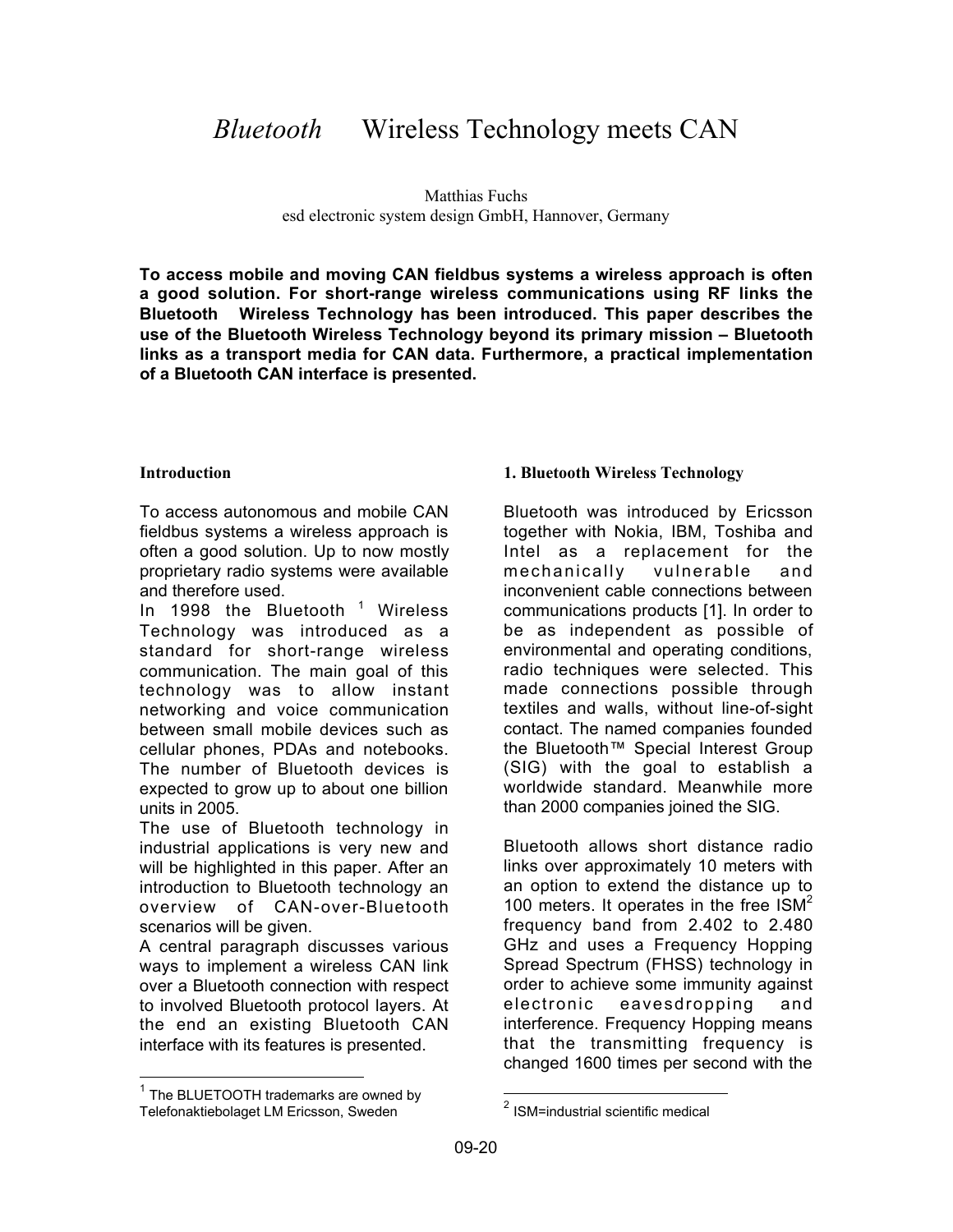# *Bluetooth* Wireless Technology meets CAN

Matthias Fuchs
esd electronic system design GmbH, Hannover, Germany

**To access mobile and moving CAN fieldbus systems a wireless approach is often a good solution. For short-range wireless communications using RF links the Bluetooth Wireless Technology has been introduced. This paper describes the use of the Bluetooth Wireless Technology beyond its primary mission – Bluetooth links as a transport media for CAN data. Furthermore, a practical implementation of a Bluetooth CAN interface is presented.**

## Introduction

To access autonomous and mobile CAN fieldbus systems a wireless approach is often a good solution. Up to now mostly proprietary radio systems were available and therefore used.

In 1998 the Bluetooth [1] Wireless Technology was introduced as a standard for short-range wireless communication. The main goal of this technology was to allow instant networking and voice communication between small mobile devices such as cellular phones, PDAs and notebooks. The number of Bluetooth devices is expected to grow up to about one billion units in 2005.

The use of Bluetooth technology in industrial applications is very new and will be highlighted in this paper. After an introduction to Bluetooth technology an overview of CAN-over-Bluetooth scenarios will be given.

A central paragraph discusses various ways to implement a wireless CAN link over a Bluetooth connection with respect to involved Bluetooth protocol layers. At the end an existing Bluetooth CAN interface with its features is presented.

[1] The BLUETOOTH trademarks are owned by Telefonaktiebolaget LM Ericsson, Sweden

## 1. Bluetooth Wireless Technology

Bluetooth was introduced by Ericsson together with Nokia, IBM, Toshiba and Intel as a replacement for the mechanically vulnerable and inconvenient cable connections between communications products [1]. In order to be as independent as possible of environmental and operating conditions, radio techniques were selected. This made connections possible through textiles and walls, without line-of-sight contact. The named companies founded the Bluetooth™ Special Interest Group (SIG) with the goal to establish a worldwide standard. Meanwhile more than 2000 companies joined the SIG.

Bluetooth allows short distance radio links over approximately 10 meters with an option to extend the distance up to 100 meters. It operates in the free ISM[2] frequency band from 2.402 to 2.480 GHz and uses a Frequency Hopping Spread Spectrum (FHSS) technology in order to achieve some immunity against electronic eavesdropping and interference. Frequency Hopping means that the transmitting frequency is changed 1600 times per second with the

[2] ISM=industrial scientific medical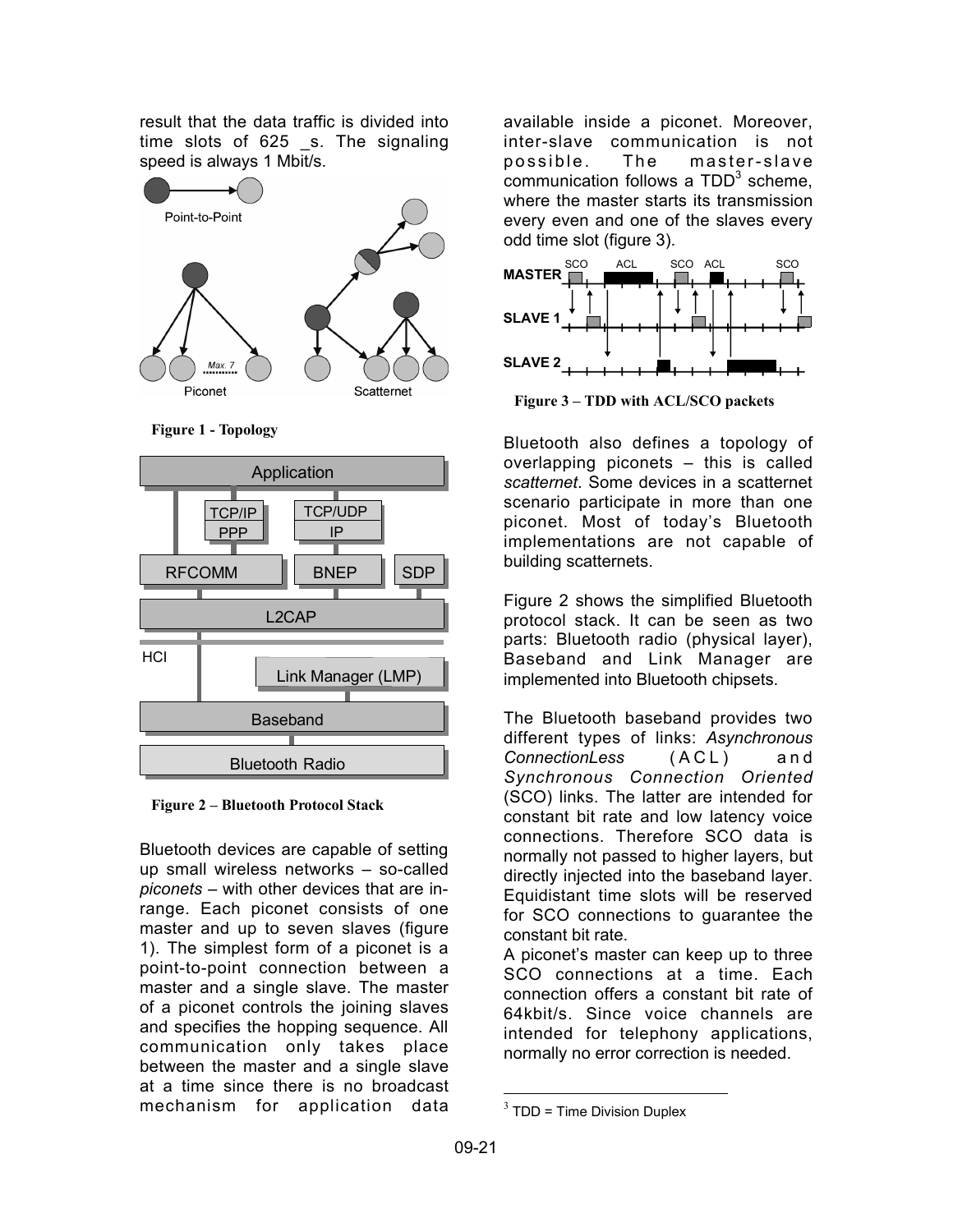result that the data traffic is divided into time slots of 625 _s. The signaling speed is always 1 Mbit/s.

**Figure 1 - Topology**

**Figure 2 – Bluetooth Protocol Stack**

Bluetooth devices are capable of setting up small wireless networks – so-called *piconets* – with other devices that are in-range. Each piconet consists of one master and up to seven slaves (figure 1). The simplest form of a piconet is a point-to-point connection between a master and a single slave. The master of a piconet controls the joining slaves and specifies the hopping sequence. All communication only takes place between the master and a single slave at a time since there is no broadcast mechanism for application data available inside a piconet. Moreover, inter-slave communication is not possible. The master-slave communication follows a TDD[3] scheme, where the master starts its transmission every even and one of the slaves every odd time slot (figure 3).

**Figure 3 – TDD with ACL/SCO packets**

Bluetooth also defines a topology of overlapping piconets – this is called *scatternet*. Some devices in a scatternet scenario participate in more than one piconet. Most of today's Bluetooth implementations are not capable of building scatternets.

Figure 2 shows the simplified Bluetooth protocol stack. It can be seen as two parts: Bluetooth radio (physical layer), Baseband and Link Manager are implemented into Bluetooth chipsets.

The Bluetooth baseband provides two different types of links: *Asynchronous ConnectionLess* (ACL) and *Synchronous Connection Oriented* (SCO) links. The latter are intended for constant bit rate and low latency voice connections. Therefore SCO data is normally not passed to higher layers, but directly injected into the baseband layer. Equidistant time slots will be reserved for SCO connections to guarantee the constant bit rate.

A piconet's master can keep up to three SCO connections at a time. Each connection offers a constant bit rate of 64kbit/s. Since voice channels are intended for telephony applications, normally no error correction is needed.

---

[3] TDD = Time Division Duplex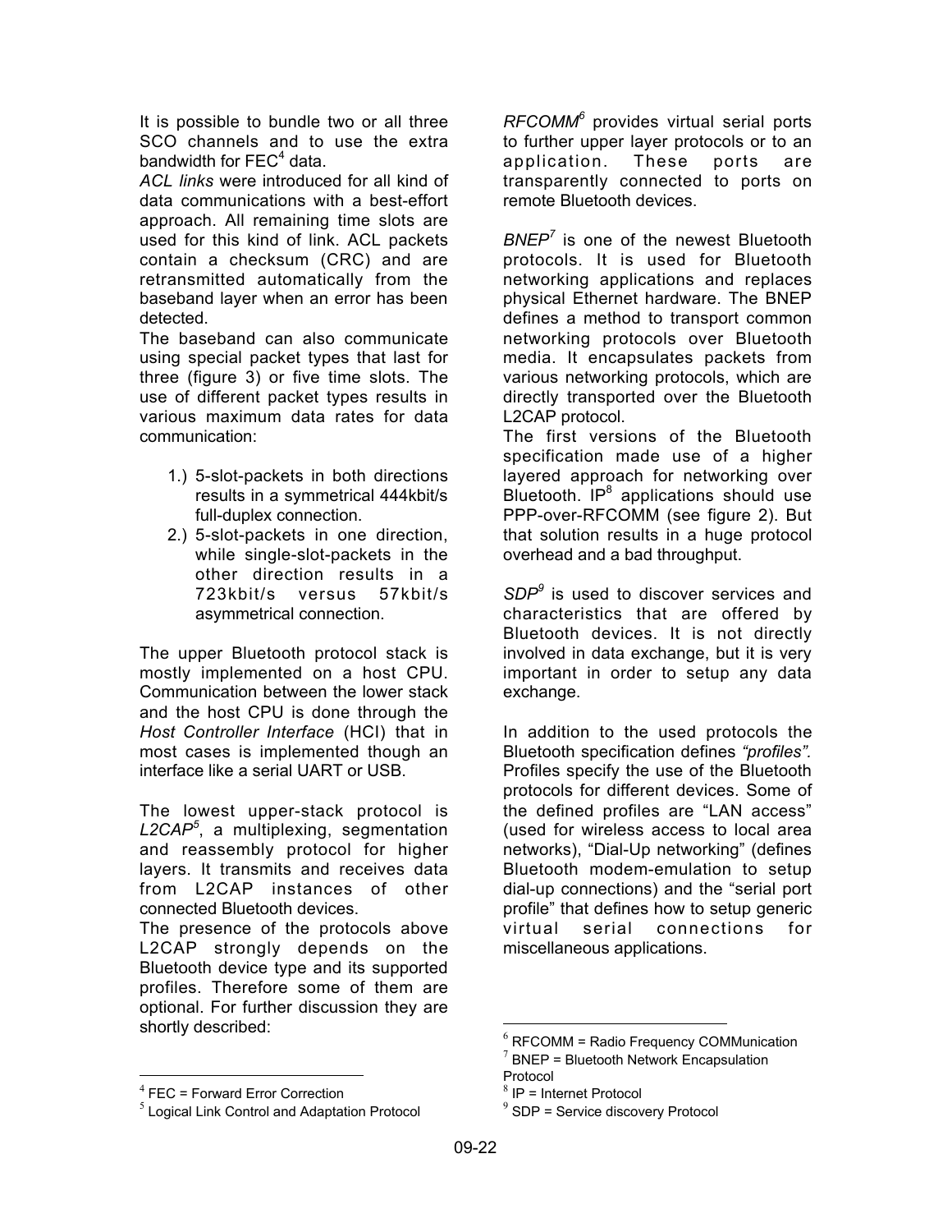It is possible to bundle two or all three SCO channels and to use the extra bandwidth for FEC[4] data.

*ACL links* were introduced for all kind of data communications with a best-effort approach. All remaining time slots are used for this kind of link. ACL packets contain a checksum (CRC) and are retransmitted automatically from the baseband layer when an error has been detected.

The baseband can also communicate using special packet types that last for three (figure 3) or five time slots. The use of different packet types results in various maximum data rates for data communication:

1.) 5-slot-packets in both directions results in a symmetrical 444kbit/s full-duplex connection.
2.) 5-slot-packets in one direction, while single-slot-packets in the other direction results in a 723kbit/s versus 57kbit/s asymmetrical connection.

The upper Bluetooth protocol stack is mostly implemented on a host CPU. Communication between the lower stack and the host CPU is done through the *Host Controller Interface* (HCI) that in most cases is implemented though an interface like a serial UART or USB.

The lowest upper-stack protocol is *L2CAP*[5], a multiplexing, segmentation and reassembly protocol for higher layers. It transmits and receives data from L2CAP instances of other connected Bluetooth devices.

The presence of the protocols above L2CAP strongly depends on the Bluetooth device type and its supported profiles. Therefore some of them are optional. For further discussion they are shortly described:

*RFCOMM*[6] provides virtual serial ports to further upper layer protocols or to an application. These ports are transparently connected to ports on remote Bluetooth devices.

*BNEP*[7] is one of the newest Bluetooth protocols. It is used for Bluetooth networking applications and replaces physical Ethernet hardware. The BNEP defines a method to transport common networking protocols over Bluetooth media. It encapsulates packets from various networking protocols, which are directly transported over the Bluetooth L2CAP protocol.

The first versions of the Bluetooth specification made use of a higher layered approach for networking over Bluetooth. IP[8] applications should use PPP-over-RFCOMM (see figure 2). But that solution results in a huge protocol overhead and a bad throughput.

*SDP*[9] is used to discover services and characteristics that are offered by Bluetooth devices. It is not directly involved in data exchange, but it is very important in order to setup any data exchange.

In addition to the used protocols the Bluetooth specification defines *"profiles".* Profiles specify the use of the Bluetooth protocols for different devices. Some of the defined profiles are "LAN access" (used for wireless access to local area networks), "Dial-Up networking" (defines Bluetooth modem-emulation to setup dial-up connections) and the "serial port profile" that defines how to setup generic virtual serial connections for miscellaneous applications.

---

[4] FEC = Forward Error Correction

[5] Logical Link Control and Adaptation Protocol

[6] RFCOMM = Radio Frequency COMMunication

[7] BNEP = Bluetooth Network Encapsulation Protocol

[8] IP = Internet Protocol

[9] SDP = Service discovery Protocol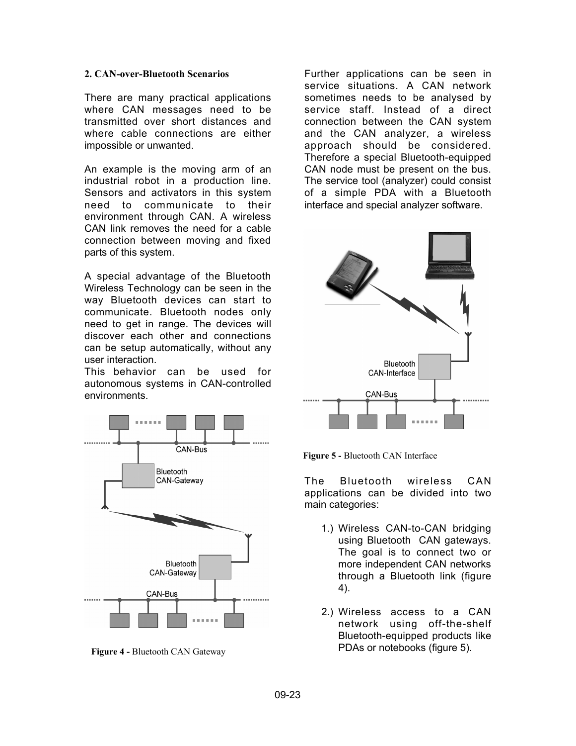## 2. CAN-over-Bluetooth Scenarios

There are many practical applications where CAN messages need to be transmitted over short distances and where cable connections are either impossible or unwanted.

An example is the moving arm of an industrial robot in a production line. Sensors and activators in this system need to communicate to their environment through CAN. A wireless CAN link removes the need for a cable connection between moving and fixed parts of this system.

A special advantage of the Bluetooth Wireless Technology can be seen in the way Bluetooth devices can start to communicate. Bluetooth nodes only need to get in range. The devices will discover each other and connections can be setup automatically, without any user interaction.
This behavior can be used for autonomous systems in CAN-controlled environments.

**Figure 4 -** Bluetooth CAN Gateway

Further applications can be seen in service situations. A CAN network sometimes needs to be analysed by service staff. Instead of a direct connection between the CAN system and the CAN analyzer, a wireless approach should be considered. Therefore a special Bluetooth-equipped CAN node must be present on the bus. The service tool (analyzer) could consist of a simple PDA with a Bluetooth interface and special analyzer software.

**Figure 5 -** Bluetooth CAN Interface

The Bluetooth wireless CAN applications can be divided into two main categories:

1.) Wireless CAN-to-CAN bridging using Bluetooth CAN gateways. The goal is to connect two or more independent CAN networks through a Bluetooth link (figure 4).

2.) Wireless access to a CAN network using off-the-shelf Bluetooth-equipped products like PDAs or notebooks (figure 5).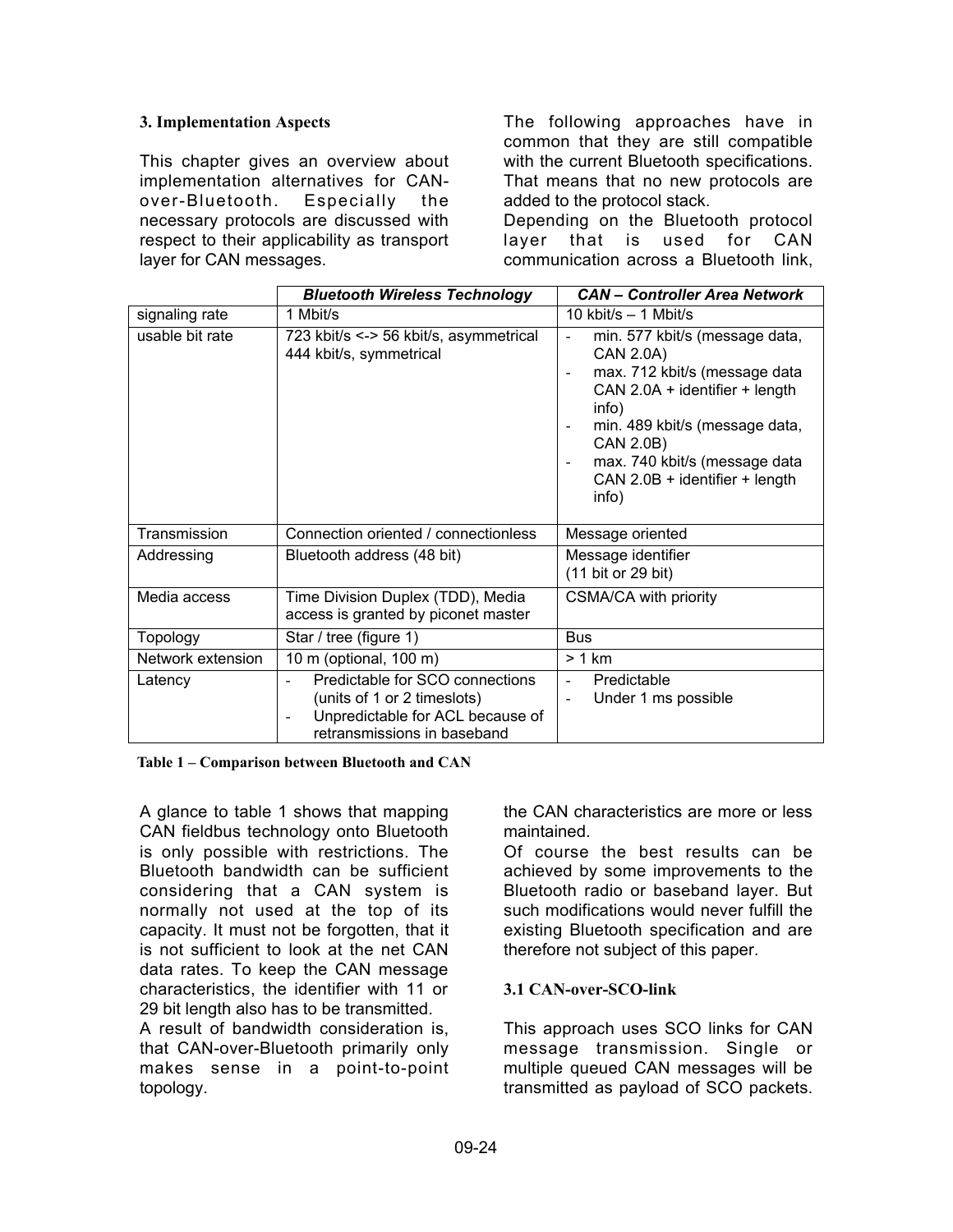### 3. Implementation Aspects

This chapter gives an overview about implementation alternatives for CAN-over-Bluetooth. Especially the necessary protocols are discussed with respect to their applicability as transport layer for CAN messages.

The following approaches have in common that they are still compatible with the current Bluetooth specifications. That means that no new protocols are added to the protocol stack.

Depending on the Bluetooth protocol layer that is used for CAN communication across a Bluetooth link, the CAN characteristics are more or less maintained.

|  | ***Bluetooth Wireless Technology*** | ***CAN – Controller Area Network*** |
|---|---|---|
| signaling rate | 1 Mbit/s | 10 kbit/s – 1 Mbit/s |
| usable bit rate | 723 kbit/s <-> 56 kbit/s, asymmetrical<br>444 kbit/s, symmetrical | - min. 577 kbit/s (message data, CAN 2.0A)<br>- max. 712 kbit/s (message data CAN 2.0A + identifier + length info)<br>- min. 489 kbit/s (message data, CAN 2.0B)<br>- max. 740 kbit/s (message data CAN 2.0B + identifier + length info) |
| Transmission | Connection oriented / connectionless | Message oriented |
| Addressing | Bluetooth address (48 bit) | Message identifier<br>(11 bit or 29 bit) |
| Media access | Time Division Duplex (TDD), Media access is granted by piconet master | CSMA/CA with priority |
| Topology | Star / tree (figure 1) | Bus |
| Network extension | 10 m (optional, 100 m) | > 1 km |
| Latency | - Predictable for SCO connections (units of 1 or 2 timeslots)<br>- Unpredictable for ACL because of retransmissions in baseband | - Predictable<br>- Under 1 ms possible |

**Table 1 – Comparison between Bluetooth and CAN**

A glance to table 1 shows that mapping CAN fieldbus technology onto Bluetooth is only possible with restrictions. The Bluetooth bandwidth can be sufficient considering that a CAN system is normally not used at the top of its capacity. It must not be forgotten, that it is not sufficient to look at the net CAN data rates. To keep the CAN message characteristics, the identifier with 11 or 29 bit length also has to be transmitted.

A result of bandwidth consideration is, that CAN-over-Bluetooth primarily only makes sense in a point-to-point topology.

Of course the best results can be achieved by some improvements to the Bluetooth radio or baseband layer. But such modifications would never fulfill the existing Bluetooth specification and are therefore not subject of this paper.

#### 3.1 CAN-over-SCO-link

This approach uses SCO links for CAN message transmission. Single or multiple queued CAN messages will be transmitted as payload of SCO packets.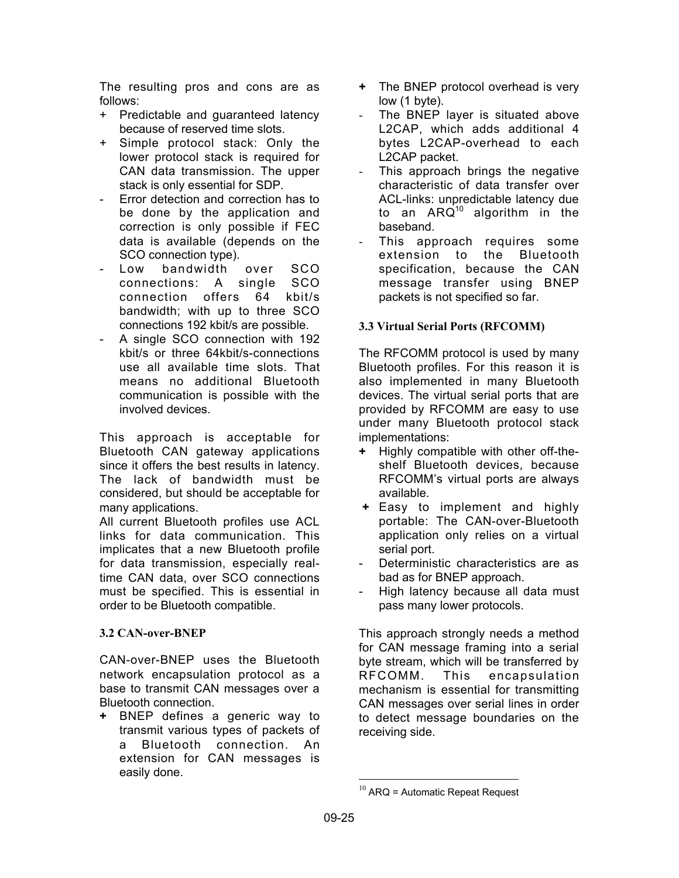The resulting pros and cons are as follows:

- \+ Predictable and guaranteed latency because of reserved time slots.
- \+ Simple protocol stack: Only the lower protocol stack is required for CAN data transmission. The upper stack is only essential for SDP.
- \- Error detection and correction has to be done by the application and correction is only possible if FEC data is available (depends on the SCO connection type).
- \- Low bandwidth over SCO connections: A single SCO connection offers 64 kbit/s bandwidth; with up to three SCO connections 192 kbit/s are possible.
- \- A single SCO connection with 192 kbit/s or three 64kbit/s-connections use all available time slots. That means no additional Bluetooth communication is possible with the involved devices.

This approach is acceptable for Bluetooth CAN gateway applications since it offers the best results in latency. The lack of bandwidth must be considered, but should be acceptable for many applications.

All current Bluetooth profiles use ACL links for data communication. This implicates that a new Bluetooth profile for data transmission, especially real-time CAN data, over SCO connections must be specified. This is essential in order to be Bluetooth compatible.

### 3.2 CAN-over-BNEP

CAN-over-BNEP uses the Bluetooth network encapsulation protocol as a base to transmit CAN messages over a Bluetooth connection.

- \+ BNEP defines a generic way to transmit various types of packets of a Bluetooth connection. An extension for CAN messages is easily done.
- \+ The BNEP protocol overhead is very low (1 byte).
- \- The BNEP layer is situated above L2CAP, which adds additional 4 bytes L2CAP-overhead to each L2CAP packet.
- \- This approach brings the negative characteristic of data transfer over ACL-links: unpredictable latency due to an ARQ[10] algorithm in the baseband.
- \- This approach requires some extension to the Bluetooth specification, because the CAN message transfer using BNEP packets is not specified so far.

### 3.3 Virtual Serial Ports (RFCOMM)

The RFCOMM protocol is used by many Bluetooth profiles. For this reason it is also implemented in many Bluetooth devices. The virtual serial ports that are provided by RFCOMM are easy to use under many Bluetooth protocol stack implementations:

- \+ Highly compatible with other off-the-shelf Bluetooth devices, because RFCOMM's virtual ports are always available.
- \+ Easy to implement and highly portable: The CAN-over-Bluetooth application only relies on a virtual serial port.
- \- Deterministic characteristics are as bad as for BNEP approach.
- \- High latency because all data must pass many lower protocols.

This approach strongly needs a method for CAN message framing into a serial byte stream, which will be transferred by RFCOMM. This encapsulation mechanism is essential for transmitting CAN messages over serial lines in order to detect message boundaries on the receiving side.

[10] ARQ = Automatic Repeat Request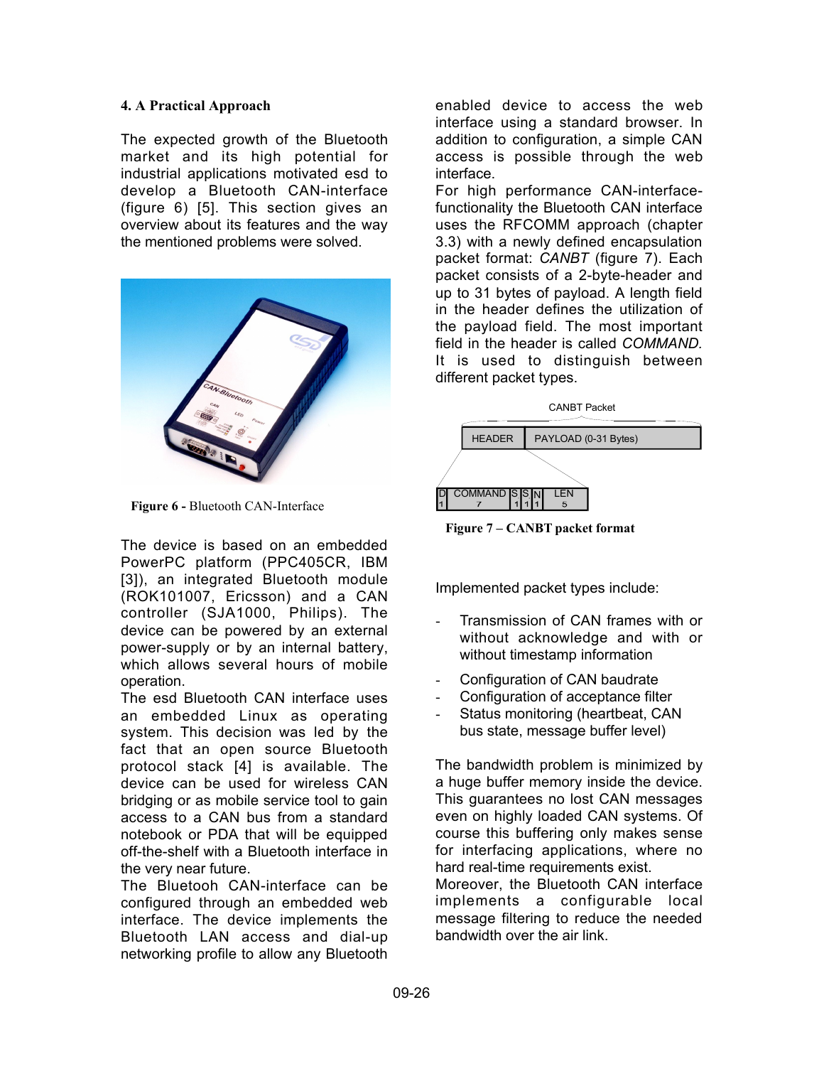### 4. A Practical Approach

The expected growth of the Bluetooth market and its high potential for industrial applications motivated esd to develop a Bluetooth CAN-interface (figure 6) [5]. This section gives an overview about its features and the way the mentioned problems were solved.

**Figure 6 -** Bluetooth CAN-Interface

The device is based on an embedded PowerPC platform (PPC405CR, IBM [3]), an integrated Bluetooth module (ROK101007, Ericsson) and a CAN controller (SJA1000, Philips). The device can be powered by an external power-supply or by an internal battery, which allows several hours of mobile operation.

The esd Bluetooth CAN interface uses an embedded Linux as operating system. This decision was led by the fact that an open source Bluetooth protocol stack [4] is available. The device can be used for wireless CAN bridging or as mobile service tool to gain access to a CAN bus from a standard notebook or PDA that will be equipped off-the-shelf with a Bluetooth interface in the very near future.

The Bluetooh CAN-interface can be configured through an embedded web interface. The device implements the Bluetooth LAN access and dial-up networking profile to allow any Bluetooth enabled device to access the web interface using a standard browser. In addition to configuration, a simple CAN access is possible through the web interface.

For high performance CAN-interface-functionality the Bluetooth CAN interface uses the RFCOMM approach (chapter 3.3) with a newly defined encapsulation packet format: *CANBT* (figure 7). Each packet consists of a 2-byte-header and up to 31 bytes of payload. A length field in the header defines the utilization of the payload field. The most important field in the header is called *COMMAND.* It is used to distinguish between different packet types.

CANBT Packet

| HEADER | PAYLOAD (0-31 Bytes) |
|---|---|

| D | COMMAND | S | S | N | LEN |
|---|---|---|---|---|---|
| 1 | 7 | 1 | 1 | 1 | 5 |

**Figure 7 – CANBT packet format**

Implemented packet types include:

- Transmission of CAN frames with or without acknowledge and with or without timestamp information
- Configuration of CAN baudrate
- Configuration of acceptance filter
- Status monitoring (heartbeat, CAN bus state, message buffer level)

The bandwidth problem is minimized by a huge buffer memory inside the device. This guarantees no lost CAN messages even on highly loaded CAN systems. Of course this buffering only makes sense for interfacing applications, where no hard real-time requirements exist.

Moreover, the Bluetooth CAN interface implements a configurable local message filtering to reduce the needed bandwidth over the air link.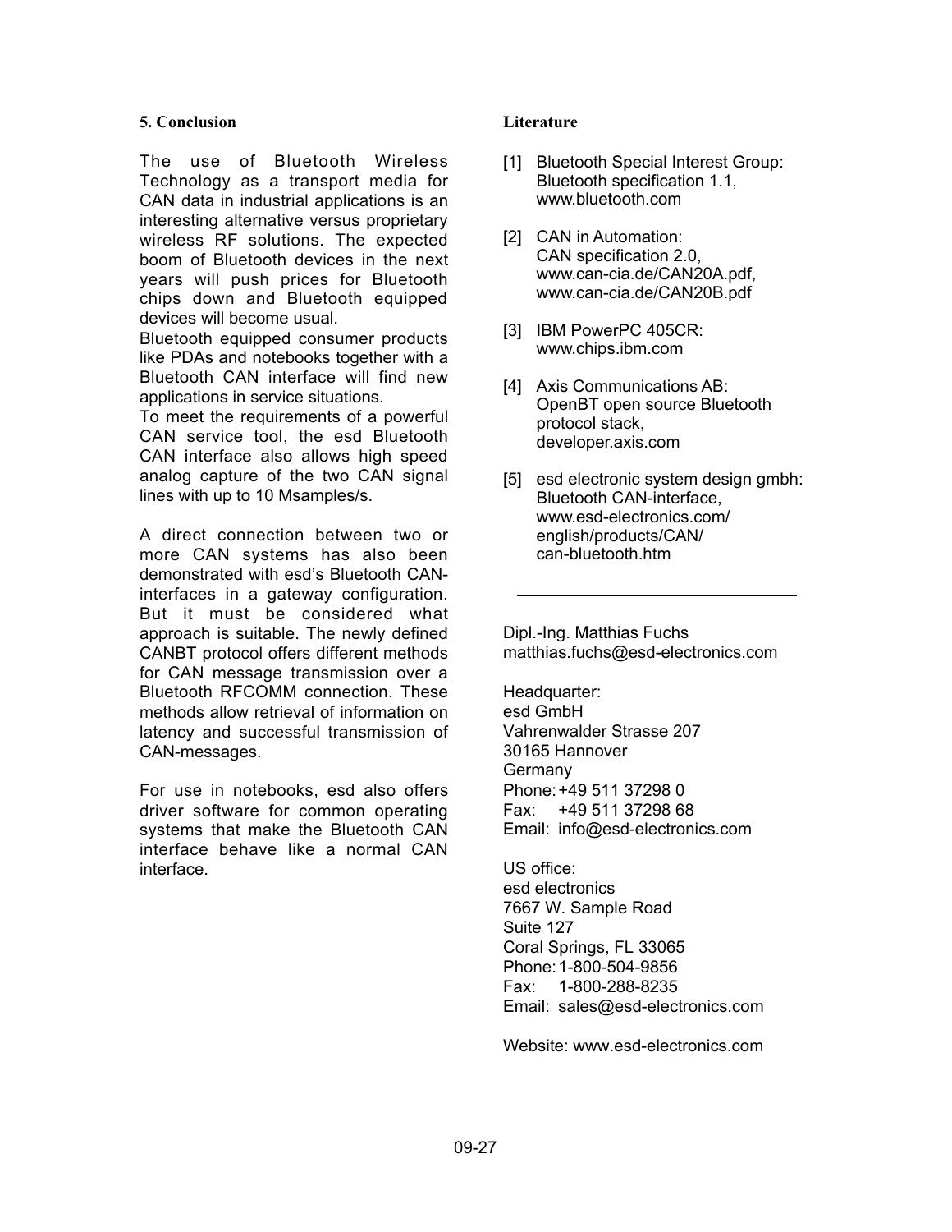## 5. Conclusion

The use of Bluetooth Wireless Technology as a transport media for CAN data in industrial applications is an interesting alternative versus proprietary wireless RF solutions. The expected boom of Bluetooth devices in the next years will push prices for Bluetooth chips down and Bluetooth equipped devices will become usual.
Bluetooth equipped consumer products like PDAs and notebooks together with a Bluetooth CAN interface will find new applications in service situations.
To meet the requirements of a powerful CAN service tool, the esd Bluetooth CAN interface also allows high speed analog capture of the two CAN signal lines with up to 10 Msamples/s.

A direct connection between two or more CAN systems has also been demonstrated with esd's Bluetooth CAN-interfaces in a gateway configuration. But it must be considered what approach is suitable. The newly defined CANBT protocol offers different methods for CAN message transmission over a Bluetooth RFCOMM connection. These methods allow retrieval of information on latency and successful transmission of CAN-messages.

For use in notebooks, esd also offers driver software for common operating systems that make the Bluetooth CAN interface behave like a normal CAN interface.

## Literature

[1] Bluetooth Special Interest Group: Bluetooth specification 1.1, www.bluetooth.com

[2] CAN in Automation: CAN specification 2.0, www.can-cia.de/CAN20A.pdf, www.can-cia.de/CAN20B.pdf

[3] IBM PowerPC 405CR: www.chips.ibm.com

[4] Axis Communications AB: OpenBT open source Bluetooth protocol stack, developer.axis.com

[5] esd electronic system design gmbh: Bluetooth CAN-interface, www.esd-electronics.com/english/products/CAN/can-bluetooth.htm

---

Dipl.-Ing. Matthias Fuchs
matthias.fuchs@esd-electronics.com

Headquarter:
esd GmbH
Vahrenwalder Strasse 207
30165 Hannover
Germany
Phone: +49 511 37298 0
Fax: +49 511 37298 68
Email: info@esd-electronics.com

US office:
esd electronics
7667 W. Sample Road
Suite 127
Coral Springs, FL 33065
Phone: 1-800-504-9856
Fax: 1-800-288-8235
Email: sales@esd-electronics.com

Website: www.esd-electronics.com